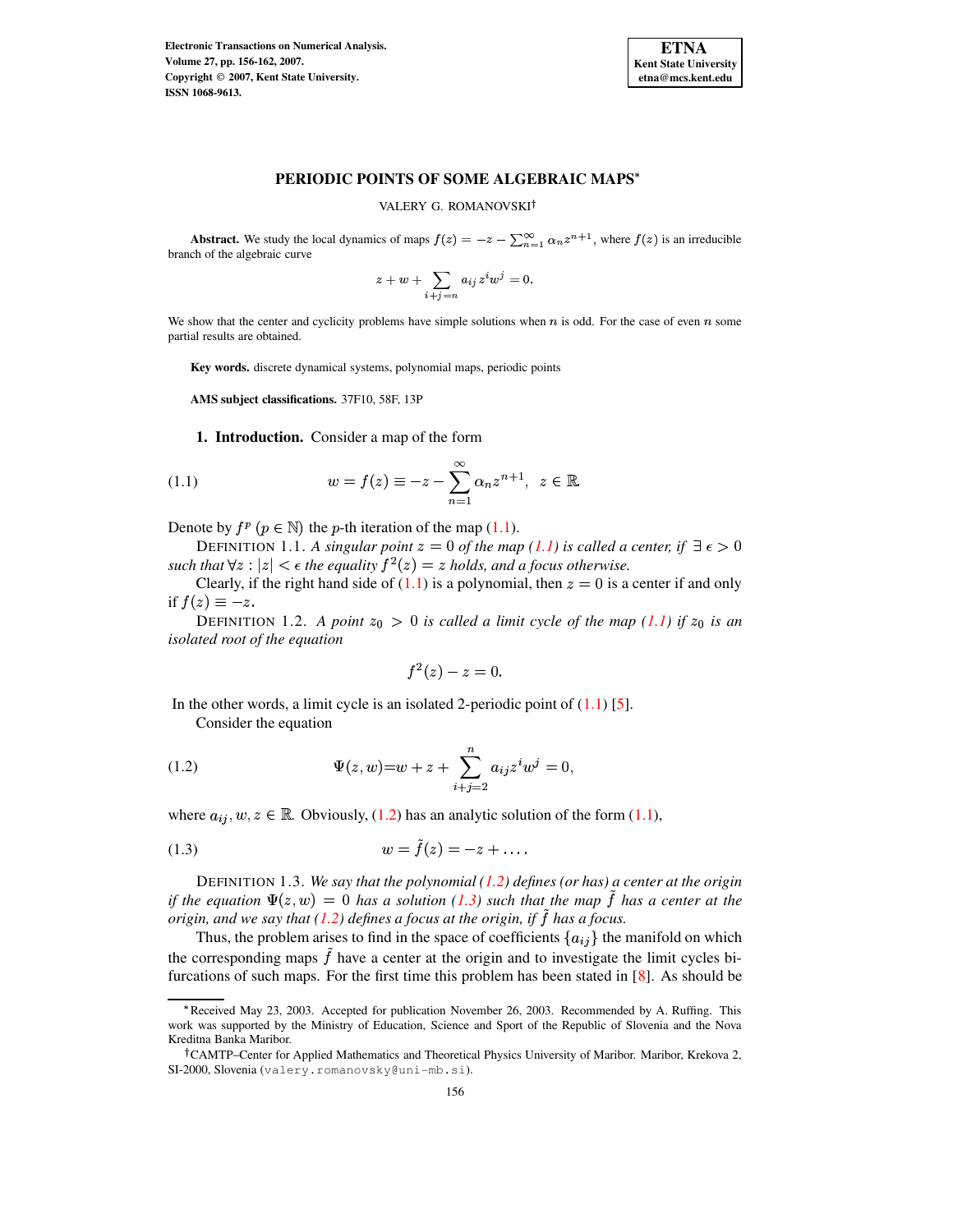# PERIODIC POINTS OF SOME ALGEBRAIC MAPS*

VALERY G. ROMANOVSKI†

**Abstract.** We study the local dynamics of maps $f(z) = -z - \sum_{n=1}^{\infty} \alpha_n z^{n+1}$, where $f(z)$ is an irreducible branch of the algebraic curve

$$z + w + \sum_{i+j=n} a_{ij} z^i w^j = 0.$$

We show that the center and cyclicity problems have simple solutions when $n$ is odd. For the case of even $n$ some partial results are obtained.

**Key words.** discrete dynamical systems, polynomial maps, periodic points

**AMS subject classifications.** 37F10, 58F, 13P

## 1. Introduction.

Consider a map of the form

$$w = f(z) \equiv -z - \sum_{n=1}^{\infty} \alpha_n z^{n+1}, \quad z \in \mathbb{R}. \tag{1.1}$$

Denote by $f^p$ ($p \in \mathbb{N}$) the $p$-th iteration of the map (1.1).

DEFINITION 1.1. *A singular point $z = 0$ of the map (1.1) is called a center, if $\exists\, \epsilon > 0$ such that $\forall z : |z| < \epsilon$ the equality $f^2(z) = z$ holds, and a focus otherwise.*

Clearly, if the right hand side of (1.1) is a polynomial, then $z = 0$ is a center if and only if $f(z) \equiv -z$.

DEFINITION 1.2. *A point $z_0 > 0$ is called a limit cycle of the map (1.1) if $z_0$ is an isolated root of the equation*

$$f^2(z) - z = 0.$$

In the other words, a limit cycle is an isolated 2-periodic point of (1.1) [5].

Consider the equation

$$\Psi(z, w) = w + z + \sum_{i+j=2}^{n} a_{ij} z^i w^j = 0, \tag{1.2}$$

where $a_{ij}, w, z \in \mathbb{R}$. Obviously, (1.2) has an analytic solution of the form (1.1),

$$w = \tilde{f}(z) = -z + \dots. \tag{1.3}$$

DEFINITION 1.3. *We say that the polynomial (1.2) defines (or has) a center at the origin if the equation $\Psi(z, w) = 0$ has a solution (1.3) such that the map $\tilde{f}$ has a center at the origin, and we say that (1.2) defines a focus at the origin, if $\tilde{f}$ has a focus.*

Thus, the problem arises to find in the space of coefficients $\{a_{ij}\}$ the manifold on which the corresponding maps $\tilde{f}$ have a center at the origin and to investigate the limit cycles bifurcations of such maps. For the first time this problem has been stated in [8]. As should be

---

*Received May 23, 2003. Accepted for publication November 26, 2003. Recommended by A. Ruffing. This work was supported by the Ministry of Education, Science and Sport of the Republic of Slovenia and the Nova Kreditna Banka Maribor.

†CAMTP–Center for Applied Mathematics and Theoretical Physics University of Maribor. Maribor, Krekova 2, SI-2000, Slovenia (valery.romanovsky@uni-mb.si).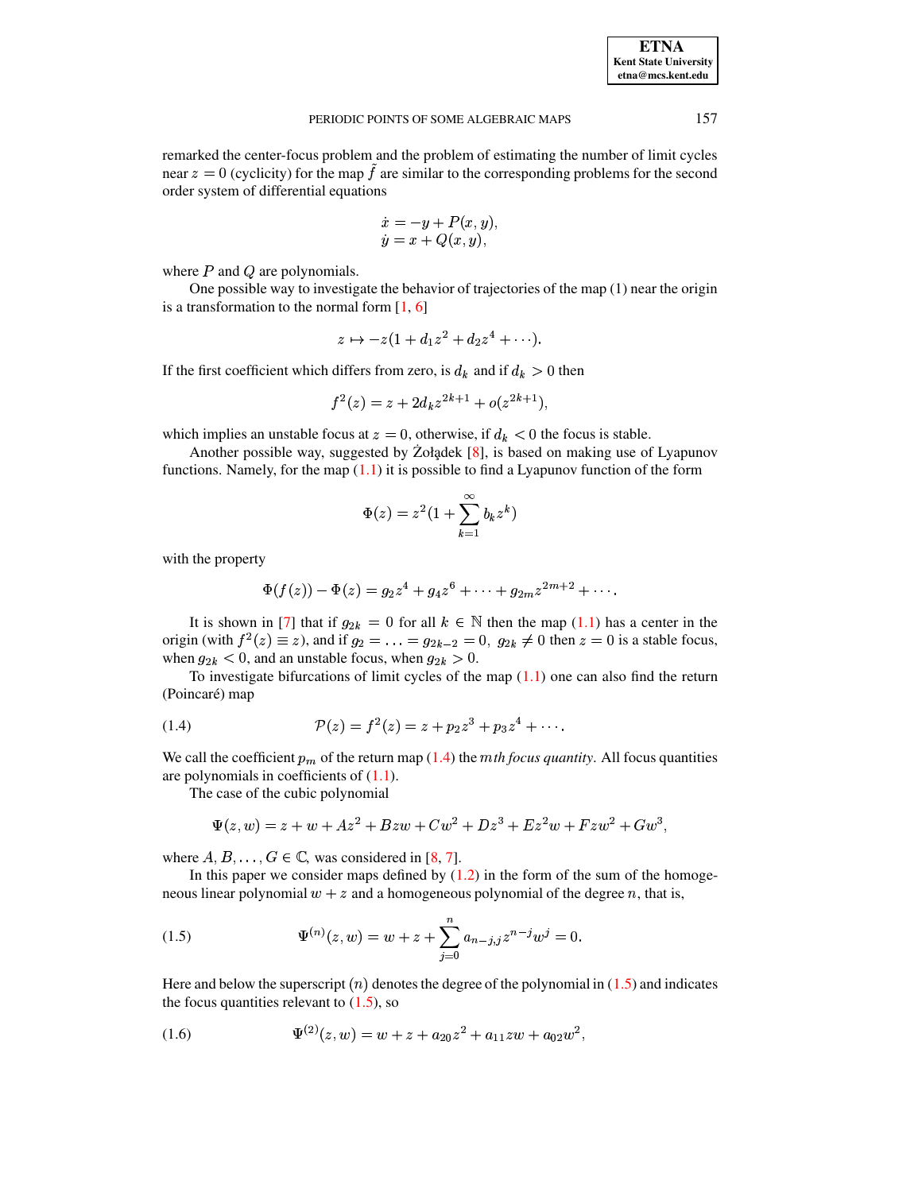remarked the center-focus problem and the problem of estimating the number of limit cycles near $z = 0$ (cyclicity) for the map $\tilde{f}$ are similar to the corresponding problems for the second order system of differential equations

$$\begin{aligned} \dot{x} &= -y + P(x, y), \\ \dot{y} &= x + Q(x, y), \end{aligned}$$

where $P$ and $Q$ are polynomials.

One possible way to investigate the behavior of trajectories of the map (1) near the origin is a transformation to the normal form [1, 6]

$$z \mapsto -z(1 + d_1 z^2 + d_2 z^4 + \cdots).$$

If the first coefficient which differs from zero, is $d_k$ and if $d_k > 0$ then

$$f^2(z) = z + 2d_k z^{2k+1} + o(z^{2k+1}),$$

which implies an unstable focus at $z = 0$, otherwise, if $d_k < 0$ the focus is stable.

Another possible way, suggested by Żołądek [8], is based on making use of Lyapunov functions. Namely, for the map (1.1) it is possible to find a Lyapunov function of the form

$$\Phi(z) = z^2(1 + \sum_{k=1}^{\infty} b_k z^k)$$

with the property

$$\Phi(f(z)) - \Phi(z) = g_2 z^4 + g_4 z^6 + \cdots + g_{2m} z^{2m+2} + \cdots.$$

It is shown in [7] that if $g_{2k} = 0$ for all $k \in \mathbb{N}$ then the map (1.1) has a center in the origin (with $f^2(z) \equiv z$), and if $g_2 = \ldots = g_{2k-2} = 0,\ g_{2k} \neq 0$ then $z = 0$ is a stable focus, when $g_{2k} < 0$, and an unstable focus, when $g_{2k} > 0$.

To investigate bifurcations of limit cycles of the map (1.1) one can also find the return (Poincaré) map

$$\mathcal{P}(z) = f^2(z) = z + p_2 z^3 + p_3 z^4 + \cdots. \tag{1.4}$$

We call the coefficient $p_m$ of the return map (1.4) the $m$*th focus quantity*. All focus quantities are polynomials in coefficients of (1.1).

The case of the cubic polynomial

$$\Psi(z, w) = z + w + Az^2 + Bzw + Cw^2 + Dz^3 + Ez^2w + Fzw^2 + Gw^3,$$

where $A, B, \ldots, G \in \mathbb{C}$, was considered in [8, 7].

In this paper we consider maps defined by (1.2) in the form of the sum of the homogeneous linear polynomial $w + z$ and a homogeneous polynomial of the degree $n$, that is,

$$\Psi^{(n)}(z, w) = w + z + \sum_{j=0}^{n} a_{n-j,j} z^{n-j} w^j = 0. \tag{1.5}$$

Here and below the superscript $(n)$ denotes the degree of the polynomial in (1.5) and indicates the focus quantities relevant to (1.5), so

$$\Psi^{(2)}(z, w) = w + z + a_{20} z^2 + a_{11} zw + a_{02} w^2, \tag{1.6}$$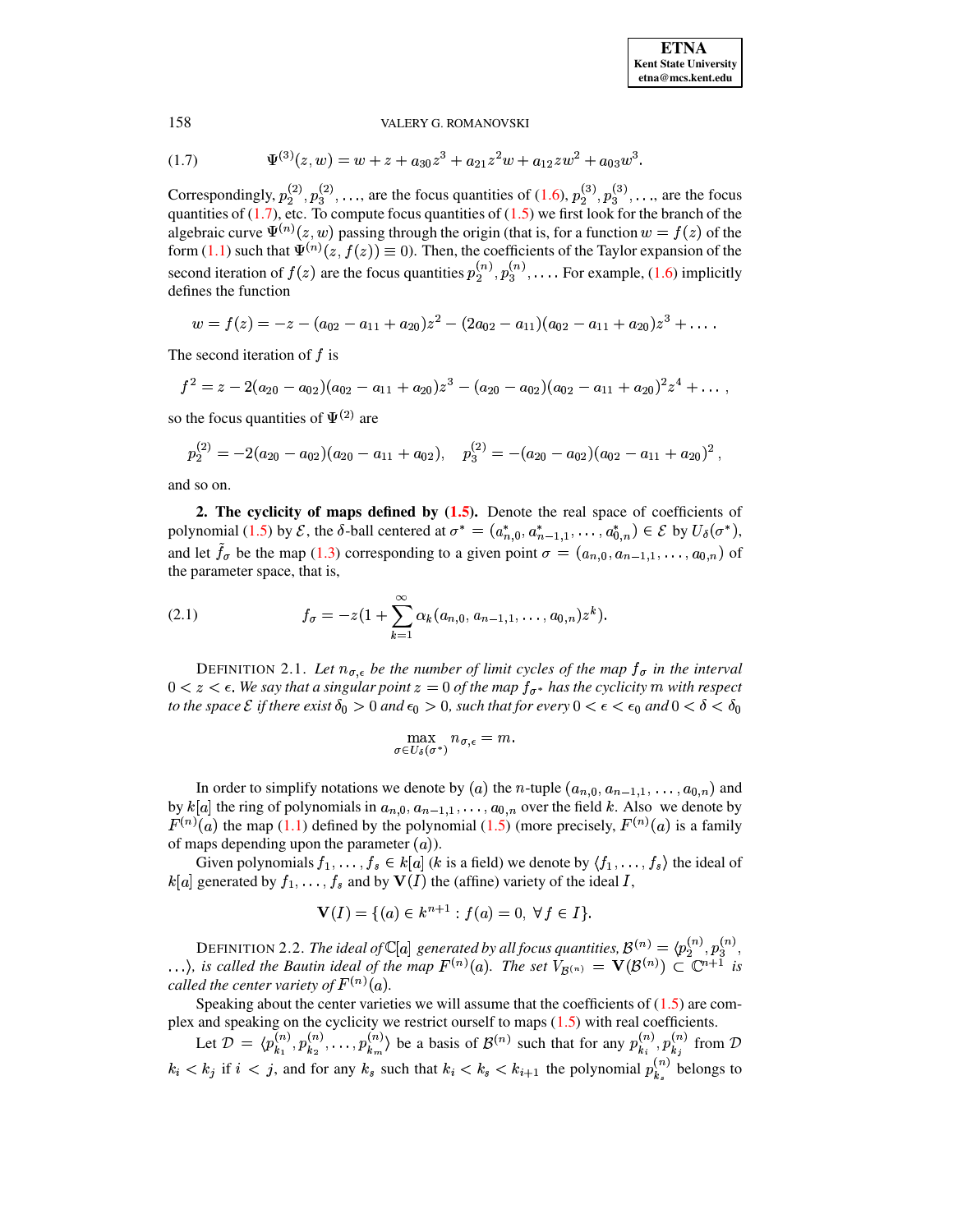$$
(1.7) \qquad \Psi^{(3)}(z,w) = w + z + a_{30}z^3 + a_{21}z^2w + a_{12}zw^2 + a_{03}w^3.
$$

Correspondingly, $p_2^{(2)}, p_3^{(2)}, \ldots$, are the focus quantities of (1.6), $p_2^{(3)}, p_3^{(3)}, \ldots$, are the focus quantities of (1.7), etc. To compute focus quantities of (1.5) we first look for the branch of the algebraic curve $\Psi^{(n)}(z,w)$ passing through the origin (that is, for a function $w = f(z)$ of the form (1.1) such that $\Psi^{(n)}(z, f(z)) \equiv 0$). Then, the coefficients of the Taylor expansion of the second iteration of $f(z)$ are the focus quantities $p_2^{(n)}, p_3^{(n)}, \ldots$. For example, (1.6) implicitly defines the function

$$
w = f(z) = -z - (a_{02} - a_{11} + a_{20})z^2 - (2a_{02} - a_{11})(a_{02} - a_{11} + a_{20})z^3 + \ldots .
$$

The second iteration of $f$ is

$$
f^2 = z - 2(a_{20} - a_{02})(a_{02} - a_{11} + a_{20})z^3 - (a_{20} - a_{02})(a_{02} - a_{11} + a_{20})^2 z^4 + \ldots ,
$$

so the focus quantities of $\Psi^{(2)}$ are

$$
p_2^{(2)} = -2(a_{20} - a_{02})(a_{20} - a_{11} + a_{02}), \quad p_3^{(2)} = -(a_{20} - a_{02})(a_{02} - a_{11} + a_{20})^2 ,
$$

and so on.

**2. The cyclicity of maps defined by (1.5).** Denote the real space of coefficients of polynomial (1.5) by $\mathcal{E}$, the $\delta$-ball centered at $\sigma^* = (a_{n,0}^*, a_{n-1,1}^*, \ldots, a_{0,n}^*) \in \mathcal{E}$ by $U_\delta(\sigma^*)$, and let $\tilde{f}_\sigma$ be the map (1.3) corresponding to a given point $\sigma = (a_{n,0}, a_{n-1,1}, \ldots, a_{0,n})$ of the parameter space, that is,

$$
(2.1) \qquad f_\sigma = -z(1 + \sum_{k=1}^{\infty} \alpha_k(a_{n,0}, a_{n-1,1}, \ldots, a_{0,n})z^k).
$$

DEFINITION 2.1. *Let $n_{\sigma,\epsilon}$ be the number of limit cycles of the map $f_\sigma$ in the interval $0 < z < \epsilon$. We say that a singular point $z = 0$ of the map $f_{\sigma^*}$ has the cyclicity $m$ with respect to the space $\mathcal{E}$ if there exist $\delta_0 > 0$ and $\epsilon_0 > 0$, such that for every $0 < \epsilon < \epsilon_0$ and $0 < \delta < \delta_0$*

$$
\max_{\sigma \in U_\delta(\sigma^*)} n_{\sigma,\epsilon} = m.
$$

In order to simplify notations we denote by $(a)$ the $n$-tuple $(a_{n,0}, a_{n-1,1}, \ldots, a_{0,n})$ and by $k[a]$ the ring of polynomials in $a_{n,0}, a_{n-1,1}, \ldots, a_{0,n}$ over the field $k$. Also we denote by $F^{(n)}(a)$ the map (1.1) defined by the polynomial (1.5) (more precisely, $F^{(n)}(a)$ is a family of maps depending upon the parameter $(a)$).

Given polynomials $f_1, \ldots, f_s \in k[a]$ ($k$ is a field) we denote by $\langle f_1, \ldots, f_s \rangle$ the ideal of $k[a]$ generated by $f_1, \ldots, f_s$ and by $\mathbf{V}(I)$ the (affine) variety of the ideal $I$,

$$
\mathbf{V}(I) = \{(a) \in k^{n+1} : f(a) = 0, \ \forall f \in I\}.
$$

DEFINITION 2.2. *The ideal of $\mathbb{C}[a]$ generated by all focus quantities, $\mathcal{B}^{(n)} = \langle p_2^{(n)}, p_3^{(n)}, \ldots \rangle$, is called the Bautin ideal of the map $F^{(n)}(a)$. The set $V_{\mathcal{B}^{(n)}} = \mathbf{V}(\mathcal{B}^{(n)}) \subset \mathbb{C}^{n+1}$ is called the center variety of $F^{(n)}(a)$.*

Speaking about the center varieties we will assume that the coefficients of (1.5) are complex and speaking on the cyclicity we restrict ourself to maps (1.5) with real coefficients.

Let $\mathcal{D} = \langle p_{k_1}^{(n)}, p_{k_2}^{(n)}, \ldots, p_{k_m}^{(n)} \rangle$ be a basis of $\mathcal{B}^{(n)}$ such that for any $p_{k_i}^{(n)}, p_{k_j}^{(n)}$ from $\mathcal{D}$ $k_i < k_j$ if $i < j$, and for any $k_s$ such that $k_i < k_s < k_{i+1}$ the polynomial $p_{k_s}^{(n)}$ belongs to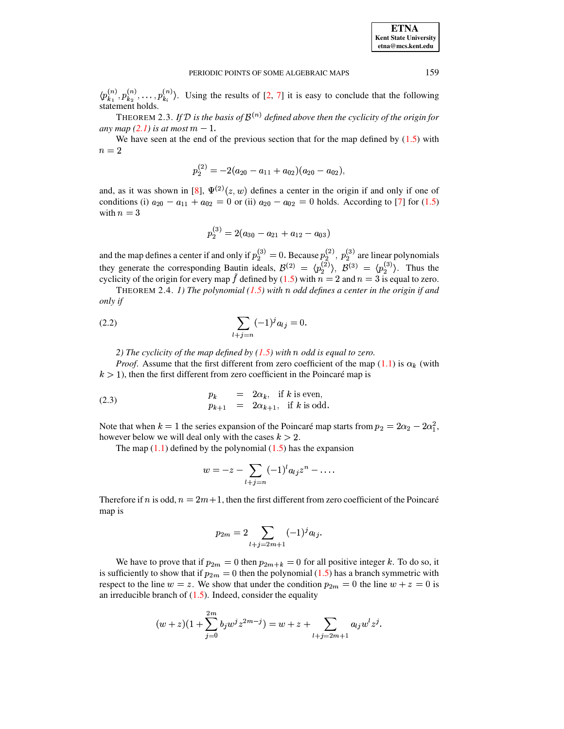$\langle p_{k_1}^{(n)}, p_{k_2}^{(n)}, \ldots, p_{k_i}^{(n)} \rangle$. Using the results of [2, 7] it is easy to conclude that the following statement holds.

THEOREM 2.3. *If $\mathcal{D}$ is the basis of $\mathcal{B}^{(n)}$ defined above then the cyclicity of the origin for any map (2.1) is at most $m-1$.*

We have seen at the end of the previous section that for the map defined by (1.5) with $n = 2$

$$p_2^{(2)} = -2(a_{20} - a_{11} + a_{02})(a_{20} - a_{02}),$$

and, as it was shown in [8], $\Psi^{(2)}(z, w)$ defines a center in the origin if and only if one of conditions (i) $a_{20} - a_{11} + a_{02} = 0$ or (ii) $a_{20} - a_{02} = 0$ holds. According to [7] for (1.5) with $n = 3$

$$p_2^{(3)} = 2(a_{30} - a_{21} + a_{12} - a_{03})$$

and the map defines a center if and only if $p_2^{(3)} = 0$. Because $p_2^{(2)}$, $p_2^{(3)}$ are linear polynomials they generate the corresponding Bautin ideals, $\mathcal{B}^{(2)} = \langle p_2^{(2)} \rangle$, $\mathcal{B}^{(3)} = \langle p_2^{(3)} \rangle$. Thus the cyclicity of the origin for every map $\tilde{f}$ defined by (1.5) with $n = 2$ and $n = 3$ is equal to zero.

THEOREM 2.4. *1) The polynomial (1.5) with $n$ odd defines a center in the origin if and only if*

$$\sum_{l+j=n} (-1)^j a_{lj} = 0. \tag{2.2}$$

*2) The cyclicity of the map defined by (1.5) with $n$ odd is equal to zero.*

*Proof*. Assume that the first different from zero coefficient of the map (1.1) is $\alpha_k$ (with $k > 1$), then the first different from zero coefficient in the Poincaré map is

$$\begin{array}{rcll} p_k & = & 2\alpha_k, & \text{if } k \text{ is even}, \\ p_{k+1} & = & 2\alpha_{k+1}, & \text{if } k \text{ is odd}. \end{array} \tag{2.3}$$

Note that when $k = 1$ the series expansion of the Poincaré map starts from $p_2 = 2\alpha_2 - 2\alpha_1^2$, however below we will deal only with the cases $k > 2$.

The map (1.1) defined by the polynomial (1.5) has the expansion

$$w = -z - \sum_{l+j=n} (-1)^l a_{lj} z^n - \ldots.$$

Therefore if $n$ is odd, $n = 2m+1$, then the first different from zero coefficient of the Poincaré map is

$$p_{2m} = 2 \sum_{l+j=2m+1} (-1)^j a_{lj}.$$

We have to prove that if $p_{2m} = 0$ then $p_{2m+k} = 0$ for all positive integer $k$. To do so, it is sufficiently to show that if $p_{2m} = 0$ then the polynomial (1.5) has a branch symmetric with respect to the line $w = z$. We show that under the condition $p_{2m} = 0$ the line $w + z = 0$ is an irreducible branch of (1.5). Indeed, consider the equality

$$(w + z)(1 + \sum_{j=0}^{2m} b_j w^j z^{2m-j}) = w + z + \sum_{l+j=2m+1} a_{lj} w^l z^j.$$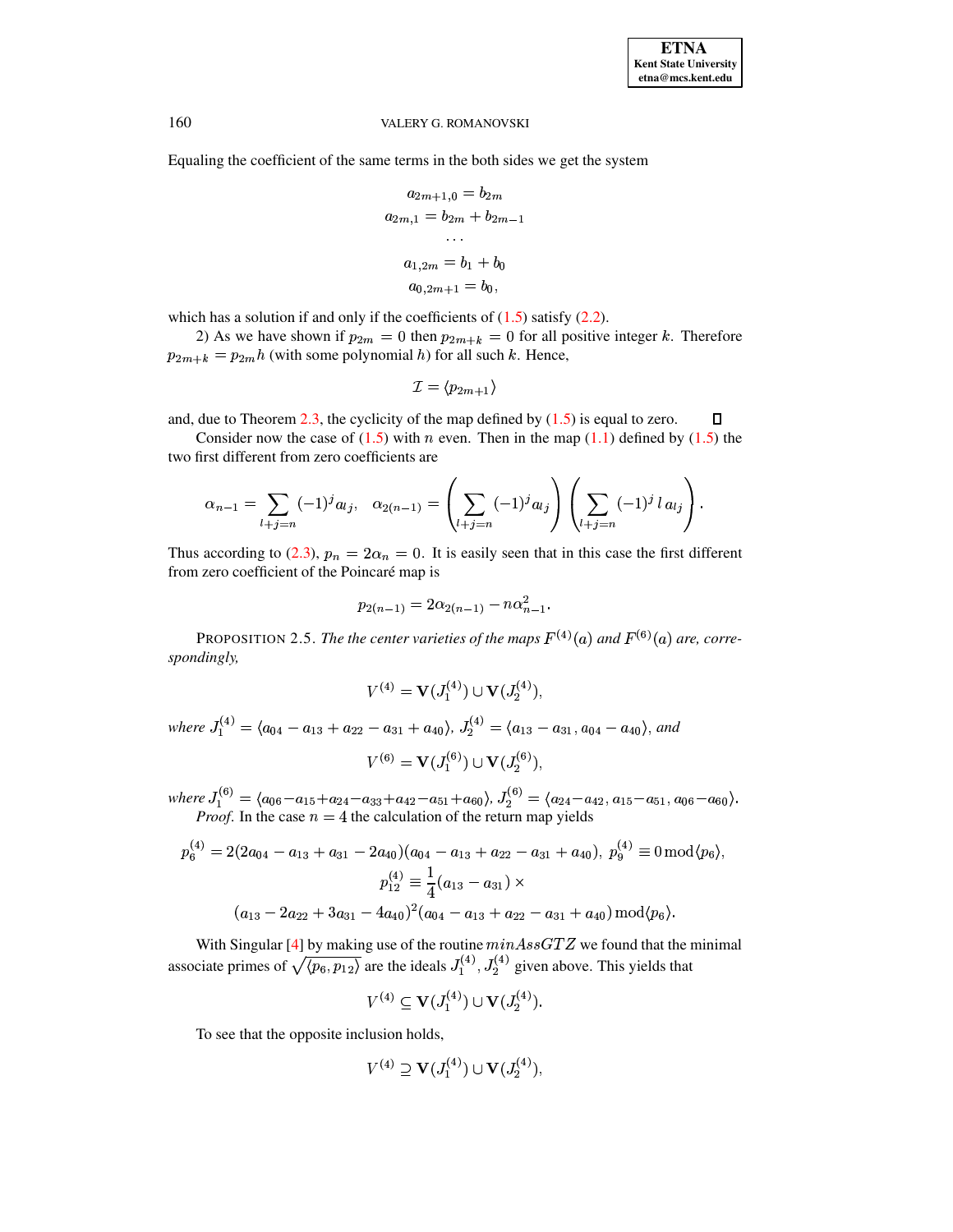Equaling the coefficient of the same terms in the both sides we get the system

$$
\begin{gathered}
a_{2m+1,0} = b_{2m} \\
a_{2m,1} = b_{2m} + b_{2m-1} \\
\dots \\
a_{1,2m} = b_1 + b_0 \\
a_{0,2m+1} = b_0,
\end{gathered}
$$

which has a solution if and only if the coefficients of (1.5) satisfy (2.2).

2) As we have shown if $p_{2m} = 0$ then $p_{2m+k} = 0$ for all positive integer $k$. Therefore $p_{2m+k} = p_{2m}h$ (with some polynomial $h$) for all such $k$. Hence,

$$
\mathcal{I} = \langle p_{2m+1} \rangle
$$

and, due to Theorem 2.3, the cyclicity of the map defined by (1.5) is equal to zero. ∎

Consider now the case of (1.5) with $n$ even. Then in the map (1.1) defined by (1.5) the two first different from zero coefficients are

$$
\alpha_{n-1} = \sum_{l+j=n} (-1)^j a_{lj}, \quad \alpha_{2(n-1)} = \left( \sum_{l+j=n} (-1)^j a_{lj} \right) \left( \sum_{l+j=n} (-1)^j \, l \, a_{lj} \right).
$$

Thus according to (2.3), $p_n = 2\alpha_n = 0$. It is easily seen that in this case the first different from zero coefficient of the Poincaré map is

$$
p_{2(n-1)} = 2\alpha_{2(n-1)} - n\alpha_{n-1}^2.
$$

PROPOSITION 2.5. *The the center varieties of the maps $F^{(4)}(a)$ and $F^{(6)}(a)$ are, correspondingly,*

$$
V^{(4)} = \mathbf{V}(J_1^{(4)}) \cup \mathbf{V}(J_2^{(4)}),
$$

*where* $J_1^{(4)} = \langle a_{04} - a_{13} + a_{22} - a_{31} + a_{40} \rangle$, $J_2^{(4)} = \langle a_{13} - a_{31}, a_{04} - a_{40} \rangle$, *and*

$$
V^{(6)} = \mathbf{V}(J_1^{(6)}) \cup \mathbf{V}(J_2^{(6)}),
$$

*where* $J_1^{(6)} = \langle a_{06} - a_{15} + a_{24} - a_{33} + a_{42} - a_{51} + a_{60} \rangle$, $J_2^{(6)} = \langle a_{24} - a_{42}, a_{15} - a_{51}, a_{06} - a_{60} \rangle$.

*Proof.* In the case $n = 4$ the calculation of the return map yields

$$
\begin{gathered}
p_6^{(4)} = 2(2a_{04} - a_{13} + a_{31} - 2a_{40})(a_{04} - a_{13} + a_{22} - a_{31} + a_{40}), \; p_9^{(4)} \equiv 0 \bmod \langle p_6 \rangle, \\
p_{12}^{(4)} \equiv \frac{1}{4}(a_{13} - a_{31}) \times \\
(a_{13} - 2a_{22} + 3a_{31} - 4a_{40})^2 (a_{04} - a_{13} + a_{22} - a_{31} + a_{40}) \bmod \langle p_6 \rangle.
\end{gathered}
$$

With Singular [4] by making use of the routine $minAssGTZ$ we found that the minimal associate primes of $\sqrt{\langle p_6, p_{12} \rangle}$ are the ideals $J_1^{(4)}, J_2^{(4)}$ given above. This yields that

$$
V^{(4)} \subseteq \mathbf{V}(J_1^{(4)}) \cup \mathbf{V}(J_2^{(4)}).
$$

To see that the opposite inclusion holds,

$$
V^{(4)} \supseteq \mathbf{V}(J_1^{(4)}) \cup \mathbf{V}(J_2^{(4)}),
$$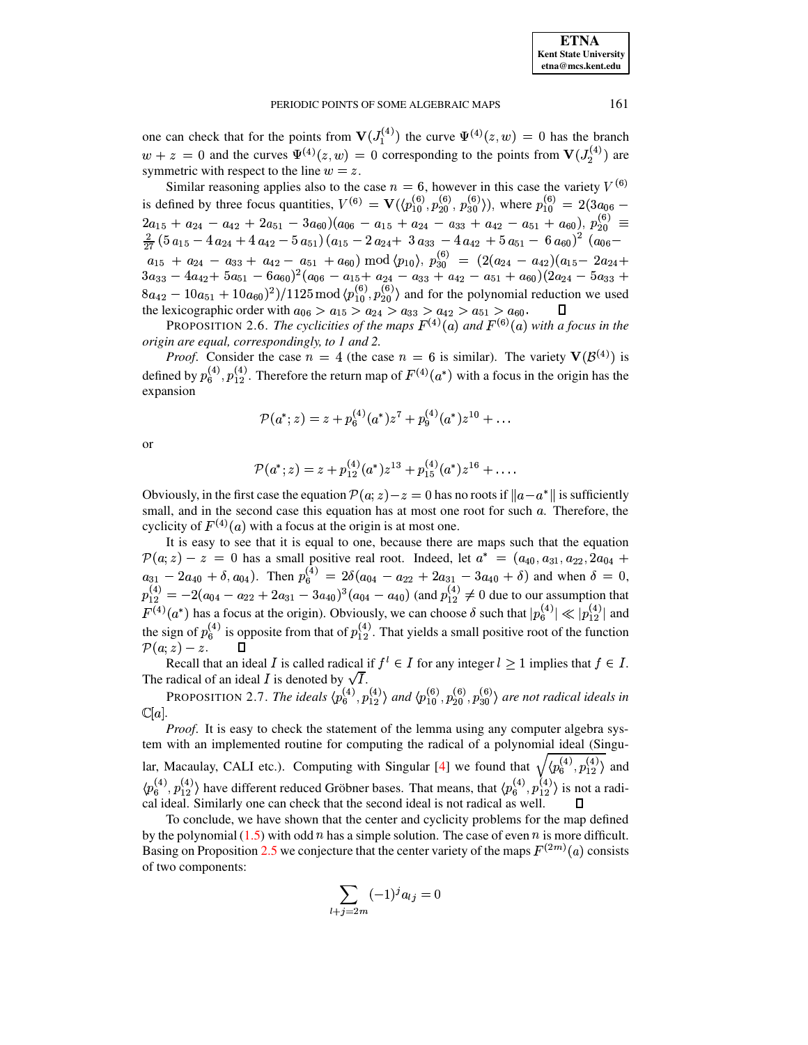one can check that for the points from $\mathbf{V}(J_1^{(4)})$ the curve $\Psi^{(4)}(z,w) = 0$ has the branch $w + z = 0$ and the curves $\Psi^{(4)}(z,w) = 0$ corresponding to the points from $\mathbf{V}(J_2^{(4)})$ are symmetric with respect to the line $w = z$.

Similar reasoning applies also to the case $n = 6$, however in this case the variety $V^{(6)}$ is defined by three focus quantities, $V^{(6)} = \mathbf{V}(\langle p_{10}^{(6)}, p_{20}^{(6)}, p_{30}^{(6)}\rangle)$, where $p_{10}^{(6)} = 2(3a_{06} - 2a_{15} + a_{24} - a_{42} + 2a_{51} - 3a_{60})(a_{06} - a_{15} + a_{24} - a_{33} + a_{42} - a_{51} + a_{60})$, $p_{20}^{(6)} \equiv \frac{2}{27}(5\,a_{15} - 4\,a_{24} + 4\,a_{42} - 5\,a_{51})(a_{15} - 2\,a_{24} + 3\,a_{33} - 4\,a_{42} + 5\,a_{51} - 6\,a_{60})^2\,(a_{06} - a_{15} + a_{24} - a_{33} + a_{42} - a_{51} + a_{60}) \bmod \langle p_{10}\rangle$, $p_{30}^{(6)} = (2(a_{24} - a_{42})(a_{15} - 2a_{24} + 3a_{33} - 4a_{42} + 5a_{51} - 6a_{60})^2(a_{06} - a_{15} + a_{24} - a_{33} + a_{42} - a_{51} + a_{60})(2a_{24} - 5a_{33} + 8a_{42} - 10a_{51} + 10a_{60})^2)/1125 \bmod \langle p_{10}^{(6)}, p_{20}^{(6)}\rangle$ and for the polynomial reduction we used the lexicographic order with $a_{06} > a_{15} > a_{24} > a_{33} > a_{42} > a_{51} > a_{60}$. ∎

PROPOSITION 2.6. *The cyclicities of the maps $F^{(4)}(a)$ and $F^{(6)}(a)$ with a focus in the origin are equal, correspondingly, to 1 and 2.*

*Proof.* Consider the case $n = 4$ (the case $n = 6$ is similar). The variety $\mathbf{V}(\mathcal{B}^{(4)})$ is defined by $p_6^{(4)}, p_{12}^{(4)}$. Therefore the return map of $F^{(4)}(a^*)$ with a focus in the origin has the expansion

$$\mathcal{P}(a^*; z) = z + p_6^{(4)}(a^*)z^7 + p_9^{(4)}(a^*)z^{10} + \dots$$

or

$$\mathcal{P}(a^*; z) = z + p_{12}^{(4)}(a^*)z^{13} + p_{15}^{(4)}(a^*)z^{16} + \dots.$$

Obviously, in the first case the equation $\mathcal{P}(a; z) - z = 0$ has no roots if $\|a - a^*\|$ is sufficiently small, and in the second case this equation has at most one root for such $a$. Therefore, the cyclicity of $F^{(4)}(a)$ with a focus at the origin is at most one.

It is easy to see that it is equal to one, because there are maps such that the equation $\mathcal{P}(a; z) - z = 0$ has a small positive real root. Indeed, let $a^* = (a_{40}, a_{31}, a_{22}, 2a_{04} + a_{31} - 2a_{40} + \delta, a_{04})$. Then $p_6^{(4)} = 2\delta(a_{04} - a_{22} + 2a_{31} - 3a_{40} + \delta)$ and when $\delta = 0$, $p_{12}^{(4)} = -2(a_{04} - a_{22} + 2a_{31} - 3a_{40})^3(a_{04} - a_{40})$ (and $p_{12}^{(4)} \neq 0$ due to our assumption that $F^{(4)}(a^*)$ has a focus at the origin). Obviously, we can choose $\delta$ such that $|p_6^{(4)}| \ll |p_{12}^{(4)}|$ and the sign of $p_6^{(4)}$ is opposite from that of $p_{12}^{(4)}$. That yields a small positive root of the function $\mathcal{P}(a; z) - z$. ∎

Recall that an ideal $I$ is called radical if $f^l \in I$ for any integer $l \geq 1$ implies that $f \in I$. The radical of an ideal $I$ is denoted by $\sqrt{I}$.

PROPOSITION 2.7. *The ideals $\langle p_6^{(4)}, p_{12}^{(4)}\rangle$ and $\langle p_{10}^{(6)}, p_{20}^{(6)}, p_{30}^{(6)}\rangle$ are not radical ideals in $\mathbb{C}[a]$.*

*Proof.* It is easy to check the statement of the lemma using any computer algebra system with an implemented routine for computing the radical of a polynomial ideal (Singular, Macaulay, CALI etc.). Computing with Singular [4] we found that $\sqrt{\langle p_6^{(4)}, p_{12}^{(4)}\rangle}$ and $\langle p_6^{(4)}, p_{12}^{(4)}\rangle$ have different reduced Gröbner bases. That means, that $\langle p_6^{(4)}, p_{12}^{(4)}\rangle$ is not a radical ideal. Similarly one can check that the second ideal is not radical as well. ∎

To conclude, we have shown that the center and cyclicity problems for the map defined by the polynomial (1.5) with odd $n$ has a simple solution. The case of even $n$ is more difficult. Basing on Proposition 2.5 we conjecture that the center variety of the maps $F^{(2m)}(a)$ consists of two components:

$$\sum_{l+j=2m} (-1)^j a_{lj} = 0$$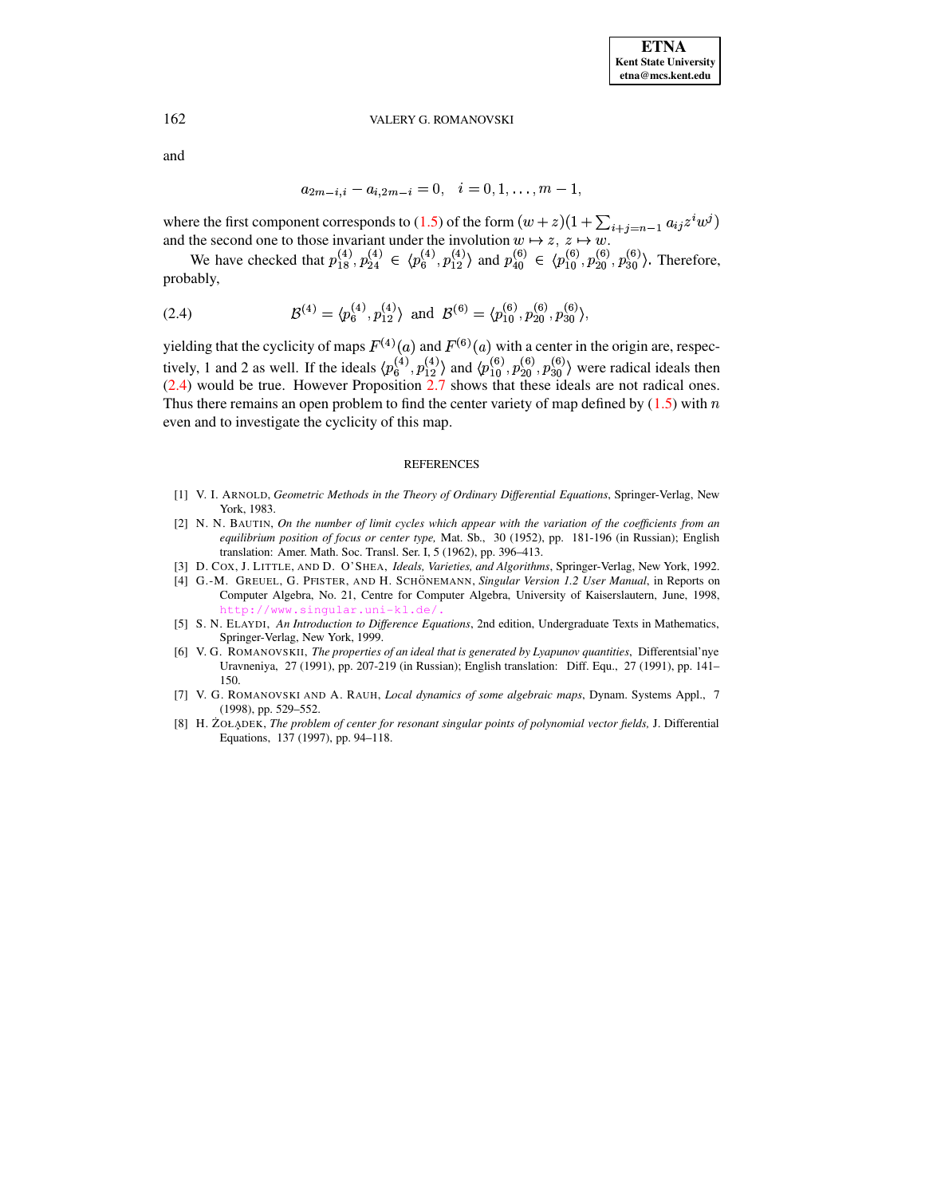and

$$a_{2m-i,i} - a_{i,2m-i} = 0, \quad i = 0, 1, \ldots, m-1,$$

where the first component corresponds to (1.5) of the form $(w+z)(1+\sum_{i+j=n-1} a_{ij} z^i w^j)$ and the second one to those invariant under the involution $w \mapsto z,\ z \mapsto w$.

We have checked that $p_{18}^{(4)}, p_{24}^{(4)} \in \langle p_6^{(4)}, p_{12}^{(4)} \rangle$ and $p_{40}^{(6)} \in \langle p_{10}^{(6)}, p_{20}^{(6)}, p_{30}^{(6)} \rangle$. Therefore, probably,

$$\mathcal{B}^{(4)} = \langle p_6^{(4)}, p_{12}^{(4)} \rangle \ \text{ and } \ \mathcal{B}^{(6)} = \langle p_{10}^{(6)}, p_{20}^{(6)}, p_{30}^{(6)} \rangle, \tag{2.4}$$

yielding that the cyclicity of maps $F^{(4)}(a)$ and $F^{(6)}(a)$ with a center in the origin are, respectively, 1 and 2 as well. If the ideals $\langle p_6^{(4)}, p_{12}^{(4)} \rangle$ and $\langle p_{10}^{(6)}, p_{20}^{(6)}, p_{30}^{(6)} \rangle$ were radical ideals then (2.4) would be true. However Proposition 2.7 shows that these ideals are not radical ones. Thus there remains an open problem to find the center variety of map defined by (1.5) with $n$ even and to investigate the cyclicity of this map.

## REFERENCES

[1] V. I. ARNOLD, *Geometric Methods in the Theory of Ordinary Differential Equations*, Springer-Verlag, New York, 1983.

[2] N. N. BAUTIN, *On the number of limit cycles which appear with the variation of the coefficients from an equilibrium position of focus or center type,* Mat. Sb., 30 (1952), pp. 181-196 (in Russian); English translation: Amer. Math. Soc. Transl. Ser. I, 5 (1962), pp. 396–413.

[3] D. COX, J. LITTLE, AND D. O'SHEA, *Ideals, Varieties, and Algorithms*, Springer-Verlag, New York, 1992.

[4] G.-M. GREUEL, G. PFISTER, AND H. SCHÖNEMANN, *Singular Version 1.2 User Manual*, in Reports on Computer Algebra, No. 21, Centre for Computer Algebra, University of Kaiserslautern, June, 1998, http://www.singular.uni-kl.de/.

[5] S. N. ELAYDI, *An Introduction to Difference Equations*, 2nd edition, Undergraduate Texts in Mathematics, Springer-Verlag, New York, 1999.

[6] V. G. ROMANOVSKII, *The properties of an ideal that is generated by Lyapunov quantities*, Differentsial'nye Uravneniya, 27 (1991), pp. 207-219 (in Russian); English translation: Diff. Equ., 27 (1991), pp. 141–150.

[7] V. G. ROMANOVSKI AND A. RAUH, *Local dynamics of some algebraic maps*, Dynam. Systems Appl., 7 (1998), pp. 529–552.

[8] H. ŻOŁĄDEK, *The problem of center for resonant singular points of polynomial vector fields,* J. Differential Equations, 137 (1997), pp. 94–118.